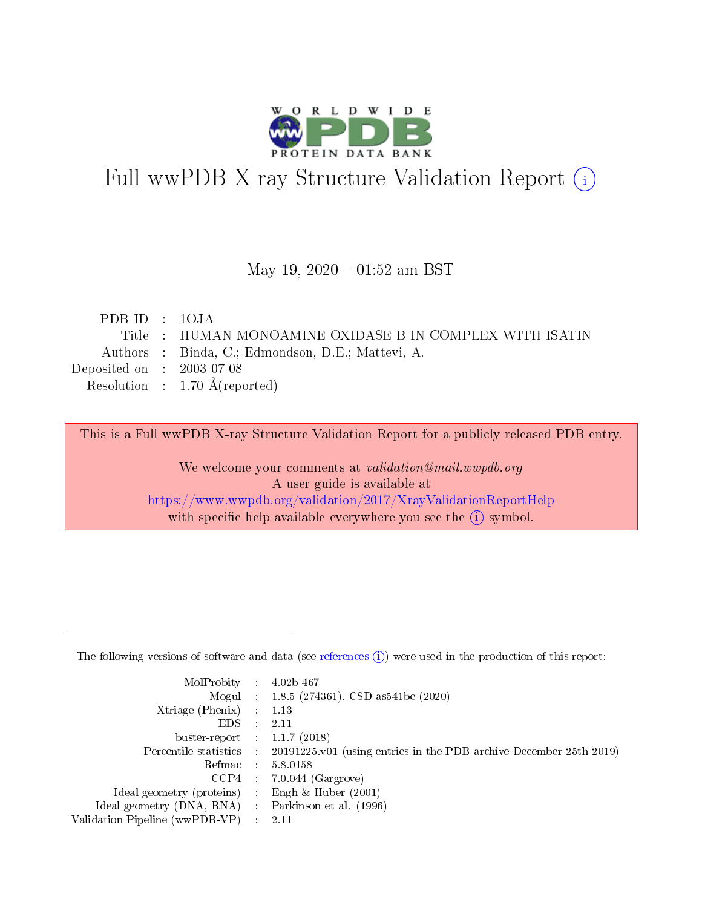# Full wwPDB X-ray Structure Validation Report (i)

May 19, 2020 – 01:52 am BST

| | | |
|---|---|---|
| PDB ID | : | 1OJA |
| Title | : | HUMAN MONOAMINE OXIDASE B IN COMPLEX WITH ISATIN |
| Authors | : | Binda, C.; Edmondson, D.E.; Mattevi, A. |
| Deposited on | : | 2003-07-08 |
| Resolution | : | 1.70 Å(reported) |

This is a Full wwPDB X-ray Structure Validation Report for a publicly released PDB entry.

We welcome your comments at *validation@mail.wwpdb.org*
A user guide is available at
https://www.wwpdb.org/validation/2017/XrayValidationReportHelp
with specific help available everywhere you see the (i) symbol.

The following versions of software and data (see references (i)) were used in the production of this report:

| | | |
|---|---|---|
| MolProbity | : | 4.02b-467 |
| Mogul | : | 1.8.5 (274361), CSD as541be (2020) |
| Xtriage (Phenix) | : | 1.13 |
| EDS | : | 2.11 |
| buster-report | : | 1.1.7 (2018) |
| Percentile statistics | : | 20191225.v01 (using entries in the PDB archive December 25th 2019) |
| Refmac | : | 5.8.0158 |
| CCP4 | : | 7.0.044 (Gargrove) |
| Ideal geometry (proteins) | : | Engh & Huber (2001) |
| Ideal geometry (DNA, RNA) | : | Parkinson et al. (1996) |
| Validation Pipeline (wwPDB-VP) | : | 2.11 |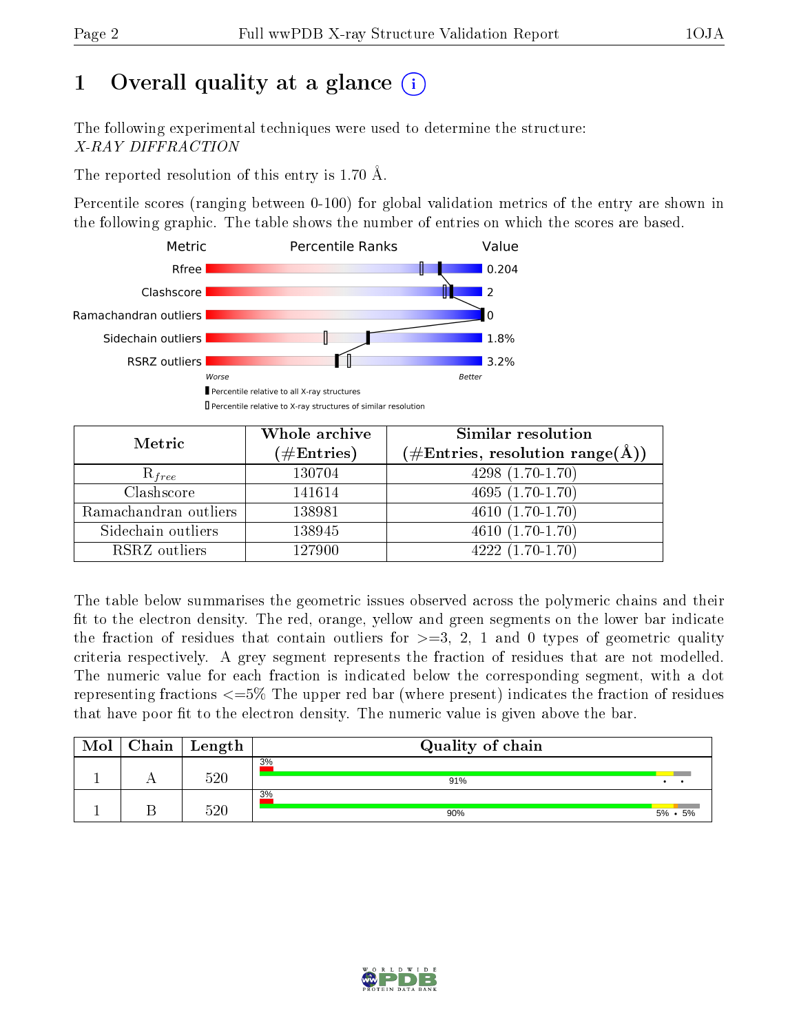# 1 Overall quality at a glance

The following experimental techniques were used to determine the structure:
*X-RAY DIFFRACTION*

The reported resolution of this entry is 1.70 Å.

Percentile scores (ranging between 0-100) for global validation metrics of the entry are shown in the following graphic. The table shows the number of entries on which the scores are based.

| Metric | Value |
|---|---|
| Rfree | 0.204 |
| Clashscore | 2 |
| Ramachandran outliers | 0 |
| Sidechain outliers | 1.8% |
| RSRZ outliers | 3.2% |

| Metric | Whole archive (#Entries) | Similar resolution (#Entries, resolution range(Å)) |
|---|---|---|
| $R_{free}$ | 130704 | 4298 (1.70-1.70) |
| Clashscore | 141614 | 4695 (1.70-1.70) |
| Ramachandran outliers | 138981 | 4610 (1.70-1.70) |
| Sidechain outliers | 138945 | 4610 (1.70-1.70) |
| RSRZ outliers | 127900 | 4222 (1.70-1.70) |

The table below summarises the geometric issues observed across the polymeric chains and their fit to the electron density. The red, orange, yellow and green segments on the lower bar indicate the fraction of residues that contain outliers for >=3, 2, 1 and 0 types of geometric quality criteria respectively. A grey segment represents the fraction of residues that are not modelled. The numeric value for each fraction is indicated below the corresponding segment, with a dot representing fractions <=5% The upper red bar (where present) indicates the fraction of residues that have poor fit to the electron density. The numeric value is given above the bar.

| Mol | Chain | Length | Quality of chain |
|---|---|---|---|
| 1 | A | 520 | 3%; 91% • • |
| 1 | B | 520 | 3%; 90% 5% • 5% |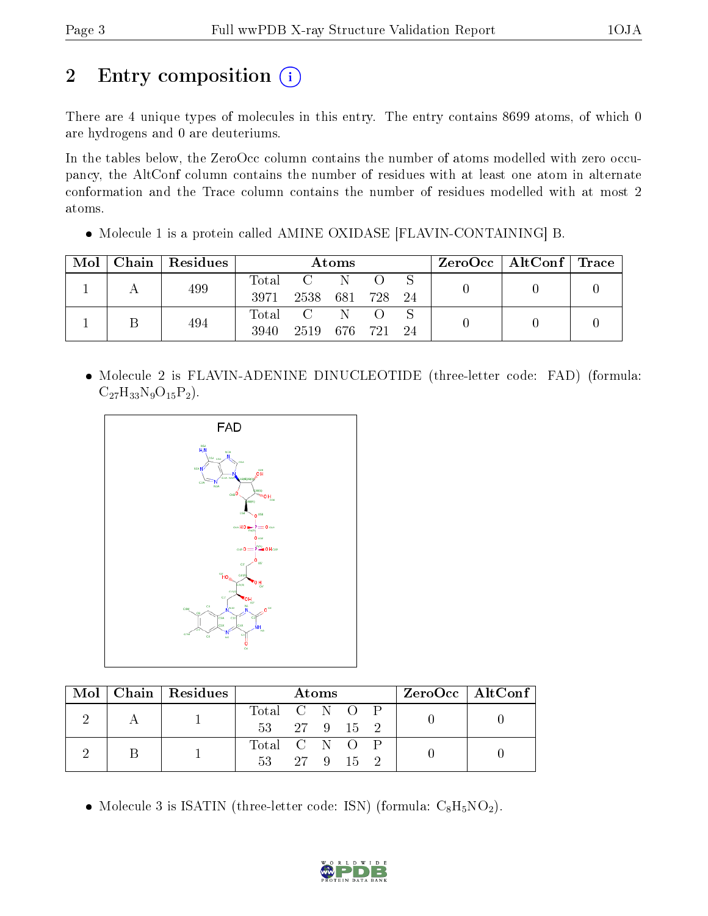# 2 Entry composition

There are 4 unique types of molecules in this entry. The entry contains 8699 atoms, of which 0 are hydrogens and 0 are deuteriums.

In the tables below, the ZeroOcc column contains the number of atoms modelled with zero occupancy, the AltConf column contains the number of residues with at least one atom in alternate conformation and the Trace column contains the number of residues modelled with at most 2 atoms.

- Molecule 1 is a protein called AMINE OXIDASE [FLAVIN-CONTAINING] B.

| Mol | Chain | Residues | Atoms | | | | | ZeroOcc | AltConf | Trace |
|---|---|---|---|---|---|---|---|---|---|---|
| 1 | A | 499 | Total<br>3971 | C<br>2538 | N<br>681 | O<br>728 | S<br>24 | 0 | 0 | 0 |
| 1 | B | 494 | Total<br>3940 | C<br>2519 | N<br>676 | O<br>721 | S<br>24 | 0 | 0 | 0 |

- Molecule 2 is FLAVIN-ADENINE DINUCLEOTIDE (three-letter code: FAD) (formula: $C_{27}H_{33}N_9O_{15}P_2$).

| Mol | Chain | Residues | Atoms | | | | | ZeroOcc | AltConf |
|---|---|---|---|---|---|---|---|---|---|
| 2 | A | 1 | Total<br>53 | C<br>27 | N<br>9 | O<br>15 | P<br>2 | 0 | 0 |
| 2 | B | 1 | Total<br>53 | C<br>27 | N<br>9 | O<br>15 | P<br>2 | 0 | 0 |

- Molecule 3 is ISATIN (three-letter code: ISN) (formula: $C_8H_5NO_2$).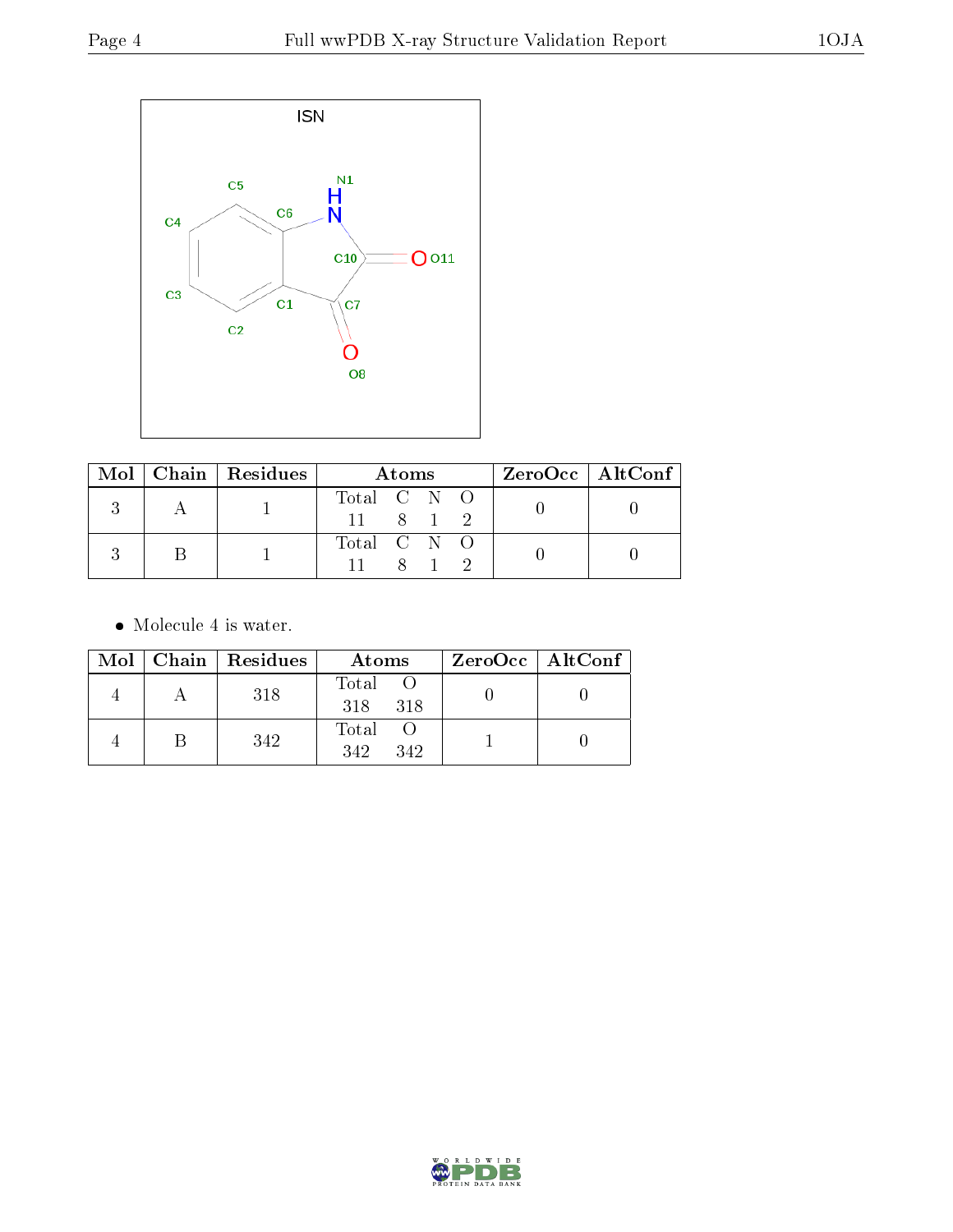| Mol | Chain | Residues | Atoms | | | | ZeroOcc | AltConf |
|---|---|---|---|---|---|---|---|---|
| | | | Total | C | N | O | | |
| 3 | A | 1 | 11 | 8 | 1 | 2 | 0 | 0 |
| 3 | B | 1 | 11 | 8 | 1 | 2 | 0 | 0 |

- Molecule 4 is water.

| Mol | Chain | Residues | Atoms | | ZeroOcc | AltConf |
|---|---|---|---|---|---|---|
| | | | Total | O | | |
| 4 | A | 318 | 318 | 318 | 0 | 0 |
| 4 | B | 342 | 342 | 342 | 1 | 0 |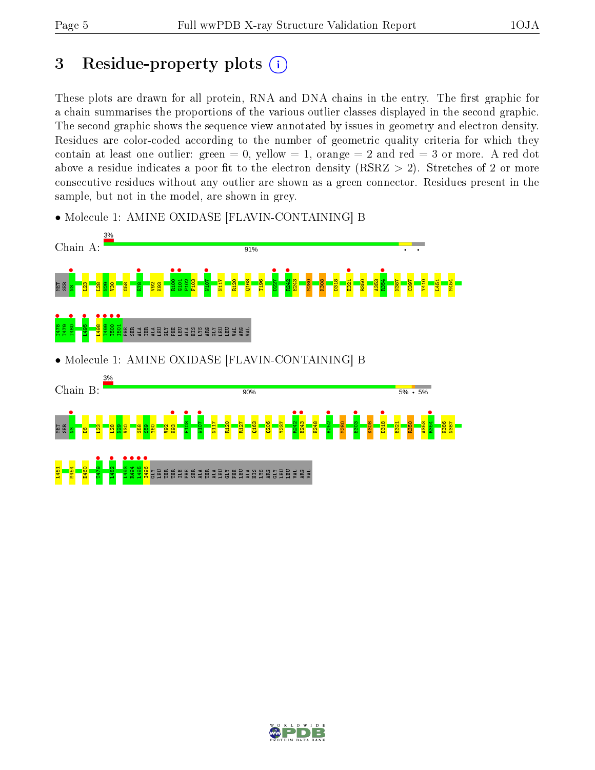# 3 Residue-property plots

These plots are drawn for all protein, RNA and DNA chains in the entry. The first graphic for a chain summarises the proportions of the various outlier classes displayed in the second graphic. The second graphic shows the sequence view annotated by issues in geometry and electron density. Residues are color-coded according to the number of geometric quality criteria for which they contain at least one outlier: green = 0, yellow = 1, orange = 2 and red = 3 or more. A red dot above a residue indicates a poor fit to the electron density (RSRZ > 2). Stretches of 2 or more consecutive residues without any outlier are shown as a green connector. Residues present in the sample, but not in the model, are shown in grey.

- Molecule 1: AMINE OXIDASE [FLAVIN-CONTAINING] B

Chain A: 3% 91%

MET SER N3 L23 L28 N29 V30 G58 E78 V92 K93 R100 G101 P102 F103 W107 N117 R120 Q163 T196 D227 K242 E243 M280 K308 D318 E321 R350 A353 R354 N387 C397 Y410 L451 M454 T478 T479 T480 L495 L498 T499 T500 I501 PHE SER ALA THR ALA LEU GLY PHE LEU ALA HIS LYS ARG GLY LEU LEU VAL ARG VAL

- Molecule 1: AMINE OXIDASE [FLAVIN-CONTAINING] B

Chain B: 3% 90% 5% 5%

MET SER N3 D6 L23 L28 N29 V30 G58 S59 Y60 V92 K93 F103 W107 N117 R120 R127 Q163 Q206 Y237 K242 E243 E248 H252 M280 E303 K308 D318 E321 R350 A353 R354 K386 N387 L451 M454 D460 T479 L482 L493 R494 L495 I496 GLY LEU THR THR ILE PHE SER ALA THR ALA LEU GLY PHE LEU ALA HIS LYS ARG GLY LEU LEU VAL ARG VAL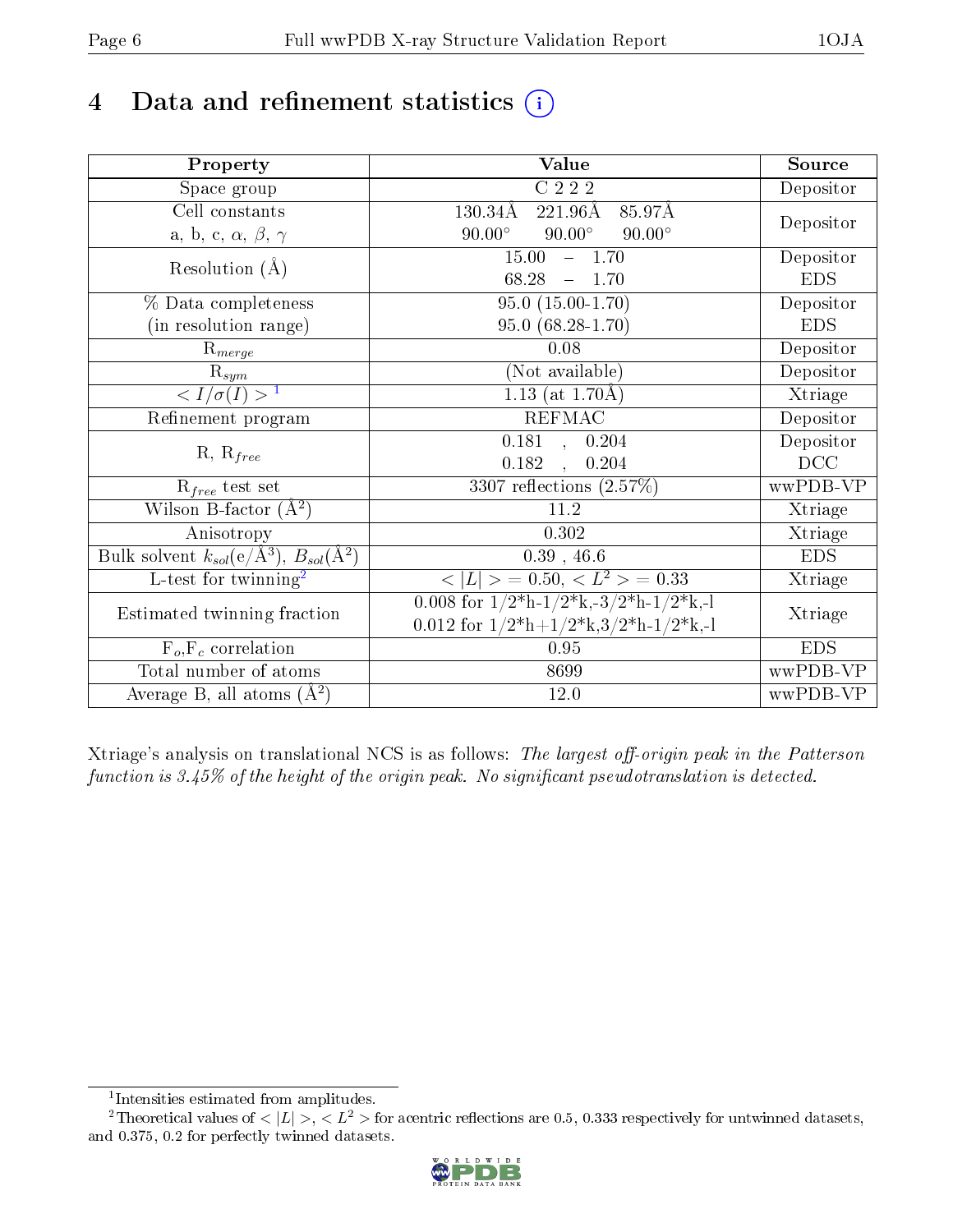# 4 Data and refinement statistics (i)

| Property | Value | Source |
|---|---|---|
| Space group | C 2 2 2 | Depositor |
| Cell constants<br>a, b, c, $\alpha$, $\beta$, $\gamma$ | 130.34Å 221.96Å 85.97Å<br>90.00° 90.00° 90.00° | Depositor |
| Resolution (Å) | 15.00 – 1.70<br>68.28 – 1.70 | Depositor<br>EDS |
| % Data completeness<br>(in resolution range) | 95.0 (15.00-1.70)<br>95.0 (68.28-1.70) | Depositor<br>EDS |
| $R_{merge}$ | 0.08 | Depositor |
| $R_{sym}$ | (Not available) | Depositor |
| $< I/\sigma(I) >$ [1] | 1.13 (at 1.70Å) | Xtriage |
| Refinement program | REFMAC | Depositor |
| R, $R_{free}$ | 0.181 , 0.204<br>0.182 , 0.204 | Depositor<br>DCC |
| $R_{free}$ test set | 3307 reflections (2.57%) | wwPDB-VP |
| Wilson B-factor (Å$^2$) | 11.2 | Xtriage |
| Anisotropy | 0.302 | Xtriage |
| Bulk solvent $k_{sol}$(e/Å$^3$), $B_{sol}$(Å$^2$) | 0.39 , 46.6 | EDS |
| L-test for twinning[2] | $< \lvert L \rvert > = 0.50$, $< L^2 > = 0.33$ | Xtriage |
| Estimated twinning fraction | 0.008 for 1/2*h-1/2*k,-3/2*h-1/2*k,-l<br>0.012 for 1/2*h+1/2*k,3/2*h-1/2*k,-l | Xtriage |
| $F_o$,$F_c$ correlation | 0.95 | EDS |
| Total number of atoms | 8699 | wwPDB-VP |
| Average B, all atoms (Å$^2$) | 12.0 | wwPDB-VP |

Xtriage's analysis on translational NCS is as follows: *The largest off-origin peak in the Patterson function is 3.45% of the height of the origin peak. No significant pseudotranslation is detected.*

[1] Intensities estimated from amplitudes.

[2] Theoretical values of $< \lvert L \rvert >$, $< L^2 >$ for acentric reflections are 0.5, 0.333 respectively for untwinned datasets, and 0.375, 0.2 for perfectly twinned datasets.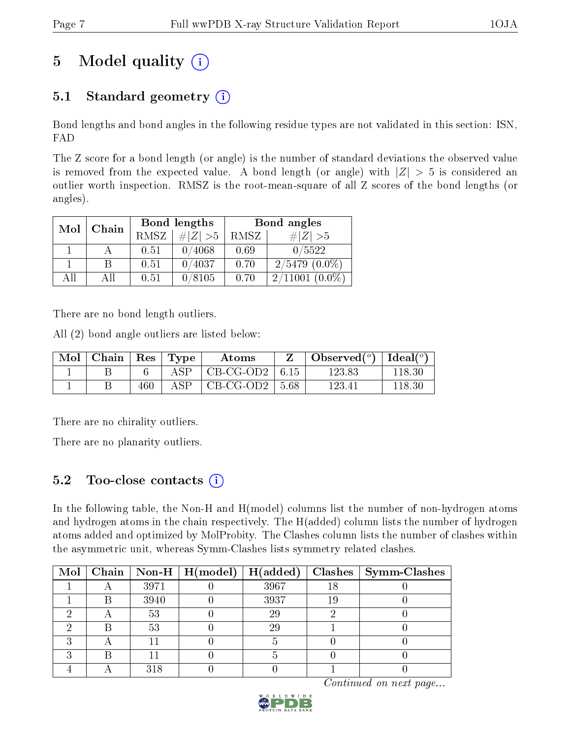# 5 Model quality (i)

## 5.1 Standard geometry (i)

Bond lengths and bond angles in the following residue types are not validated in this section: ISN, FAD

The Z score for a bond length (or angle) is the number of standard deviations the observed value is removed from the expected value. A bond length (or angle) with $|Z| > 5$ is considered an outlier worth inspection. RMSZ is the root-mean-square of all Z scores of the bond lengths (or angles).

| Mol | Chain | Bond lengths | | Bond angles | |
|---|---|---|---|---|---|
| | | RMSZ | $\#\|Z\| > 5$ | RMSZ | $\#\|Z\| > 5$ |
| 1 | A | 0.51 | 0/4068 | 0.69 | 0/5522 |
| 1 | B | 0.51 | 0/4037 | 0.70 | 2/5479 (0.0%) |
| All | All | 0.51 | 0/8105 | 0.70 | 2/11001 (0.0%) |

There are no bond length outliers.

All (2) bond angle outliers are listed below:

| Mol | Chain | Res | Type | Atoms | Z | Observed(°) | Ideal(°) |
|---|---|---|---|---|---|---|---|
| 1 | B | 6 | ASP | CB-CG-OD2 | 6.15 | 123.83 | 118.30 |
| 1 | B | 460 | ASP | CB-CG-OD2 | 5.68 | 123.41 | 118.30 |

There are no chirality outliers.

There are no planarity outliers.

## 5.2 Too-close contacts (i)

In the following table, the Non-H and H(model) columns list the number of non-hydrogen atoms and hydrogen atoms in the chain respectively. The H(added) column lists the number of hydrogen atoms added and optimized by MolProbity. The Clashes column lists the number of clashes within the asymmetric unit, whereas Symm-Clashes lists symmetry related clashes.

| Mol | Chain | Non-H | H(model) | H(added) | Clashes | Symm-Clashes |
|---|---|---|---|---|---|---|
| 1 | A | 3971 | 0 | 3967 | 18 | 0 |
| 1 | B | 3940 | 0 | 3937 | 19 | 0 |
| 2 | A | 53 | 0 | 29 | 2 | 0 |
| 2 | B | 53 | 0 | 29 | 1 | 0 |
| 3 | A | 11 | 0 | 5 | 0 | 0 |
| 3 | B | 11 | 0 | 5 | 0 | 0 |
| 4 | A | 318 | 0 | 0 | 1 | 0 |

*Continued on next page...*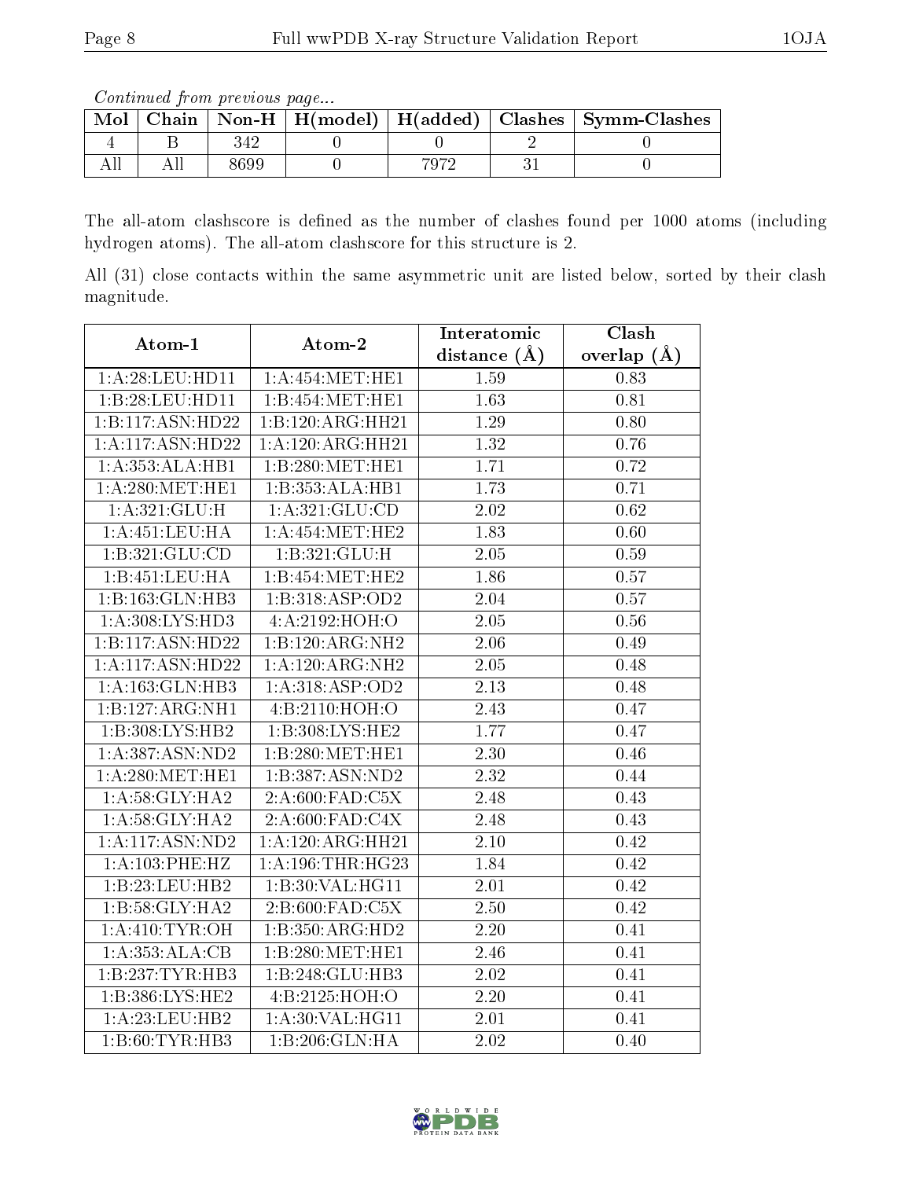*Continued from previous page...*

| Mol | Chain | Non-H | H(model) | H(added) | Clashes | Symm-Clashes |
|---|---|---|---|---|---|---|
| 4 | B | 342 | 0 | 0 | 2 | 0 |
| All | All | 8699 | 0 | 7972 | 31 | 0 |

The all-atom clashscore is defined as the number of clashes found per 1000 atoms (including hydrogen atoms). The all-atom clashscore for this structure is 2.

All (31) close contacts within the same asymmetric unit are listed below, sorted by their clash magnitude.

| Atom-1 | Atom-2 | Interatomic distance (Å) | Clash overlap (Å) |
|---|---|---|---|
| 1:A:28:LEU:HD11 | 1:A:454:MET:HE1 | 1.59 | 0.83 |
| 1:B:28:LEU:HD11 | 1:B:454:MET:HE1 | 1.63 | 0.81 |
| 1:B:117:ASN:HD22 | 1:B:120:ARG:HH21 | 1.29 | 0.80 |
| 1:A:117:ASN:HD22 | 1:A:120:ARG:HH21 | 1.32 | 0.76 |
| 1:A:353:ALA:HB1 | 1:B:280:MET:HE1 | 1.71 | 0.72 |
| 1:A:280:MET:HE1 | 1:B:353:ALA:HB1 | 1.73 | 0.71 |
| 1:A:321:GLU:H | 1:A:321:GLU:CD | 2.02 | 0.62 |
| 1:A:451:LEU:HA | 1:A:454:MET:HE2 | 1.83 | 0.60 |
| 1:B:321:GLU:CD | 1:B:321:GLU:H | 2.05 | 0.59 |
| 1:B:451:LEU:HA | 1:B:454:MET:HE2 | 1.86 | 0.57 |
| 1:B:163:GLN:HB3 | 1:B:318:ASP:OD2 | 2.04 | 0.57 |
| 1:A:308:LYS:HD3 | 4:A:2192:HOH:O | 2.05 | 0.56 |
| 1:B:117:ASN:HD22 | 1:B:120:ARG:NH2 | 2.06 | 0.49 |
| 1:A:117:ASN:HD22 | 1:A:120:ARG:NH2 | 2.05 | 0.48 |
| 1:A:163:GLN:HB3 | 1:A:318:ASP:OD2 | 2.13 | 0.48 |
| 1:B:127:ARG:NH1 | 4:B:2110:HOH:O | 2.43 | 0.47 |
| 1:B:308:LYS:HB2 | 1:B:308:LYS:HE2 | 1.77 | 0.47 |
| 1:A:387:ASN:ND2 | 1:B:280:MET:HE1 | 2.30 | 0.46 |
| 1:A:280:MET:HE1 | 1:B:387:ASN:ND2 | 2.32 | 0.44 |
| 1:A:58:GLY:HA2 | 2:A:600:FAD:C5X | 2.48 | 0.43 |
| 1:A:58:GLY:HA2 | 2:A:600:FAD:C4X | 2.48 | 0.43 |
| 1:A:117:ASN:ND2 | 1:A:120:ARG:HH21 | 2.10 | 0.42 |
| 1:A:103:PHE:HZ | 1:A:196:THR:HG23 | 1.84 | 0.42 |
| 1:B:23:LEU:HB2 | 1:B:30:VAL:HG11 | 2.01 | 0.42 |
| 1:B:58:GLY:HA2 | 2:B:600:FAD:C5X | 2.50 | 0.42 |
| 1:A:410:TYR:OH | 1:B:350:ARG:HD2 | 2.20 | 0.41 |
| 1:A:353:ALA:CB | 1:B:280:MET:HE1 | 2.46 | 0.41 |
| 1:B:237:TYR:HB3 | 1:B:248:GLU:HB3 | 2.02 | 0.41 |
| 1:B:386:LYS:HE2 | 4:B:2125:HOH:O | 2.20 | 0.41 |
| 1:A:23:LEU:HB2 | 1:A:30:VAL:HG11 | 2.01 | 0.41 |
| 1:B:60:TYR:HB3 | 1:B:206:GLN:HA | 2.02 | 0.40 |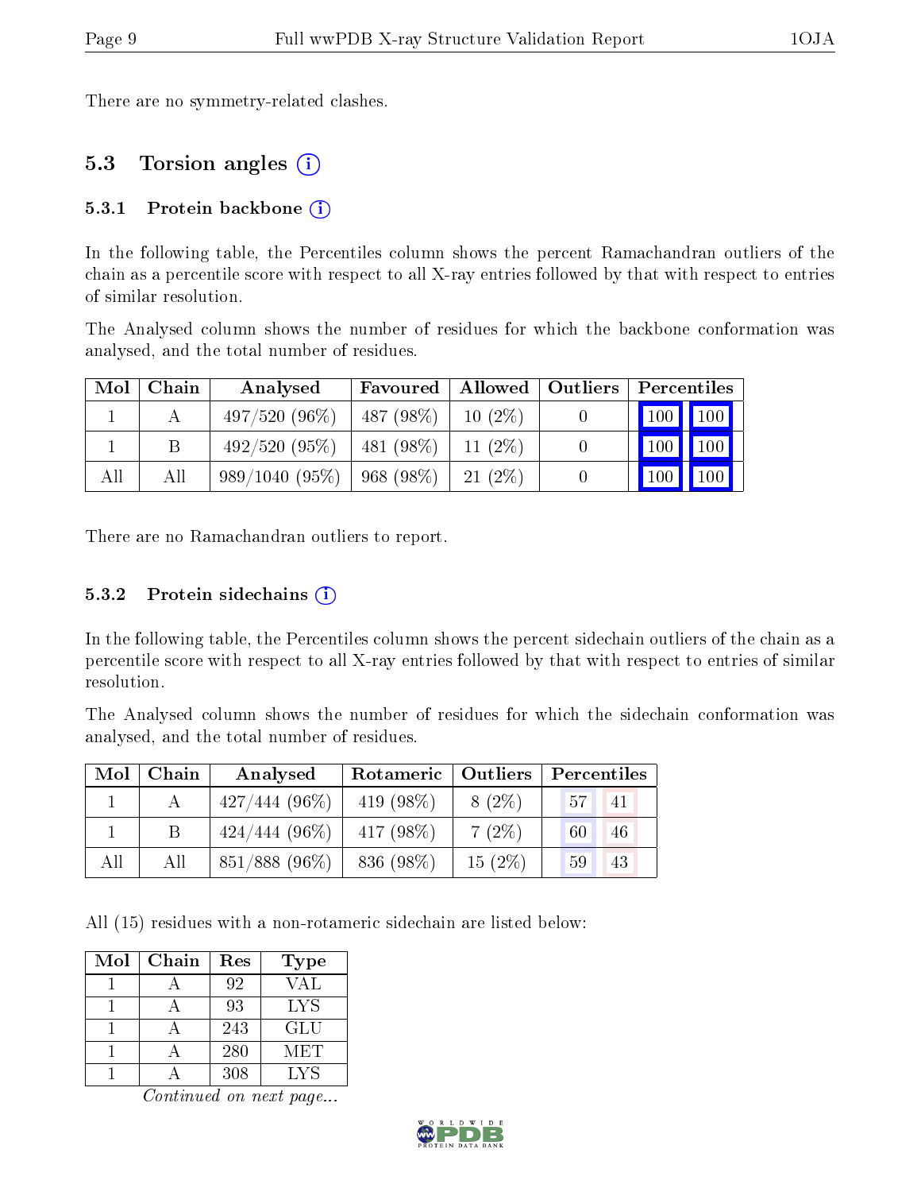There are no symmetry-related clashes.

## 5.3 Torsion angles

### 5.3.1 Protein backbone

In the following table, the Percentiles column shows the percent Ramachandran outliers of the chain as a percentile score with respect to all X-ray entries followed by that with respect to entries of similar resolution.

The Analysed column shows the number of residues for which the backbone conformation was analysed, and the total number of residues.

| Mol | Chain | Analysed | Favoured | Allowed | Outliers | Percentiles | |
|---|---|---|---|---|---|---|---|
| 1 | A | 497/520 (96%) | 487 (98%) | 10 (2%) | 0 | 100 | 100 |
| 1 | B | 492/520 (95%) | 481 (98%) | 11 (2%) | 0 | 100 | 100 |
| All | All | 989/1040 (95%) | 968 (98%) | 21 (2%) | 0 | 100 | 100 |

There are no Ramachandran outliers to report.

### 5.3.2 Protein sidechains

In the following table, the Percentiles column shows the percent sidechain outliers of the chain as a percentile score with respect to all X-ray entries followed by that with respect to entries of similar resolution.

The Analysed column shows the number of residues for which the sidechain conformation was analysed, and the total number of residues.

| Mol | Chain | Analysed | Rotameric | Outliers | Percentiles | |
|---|---|---|---|---|---|---|
| 1 | A | 427/444 (96%) | 419 (98%) | 8 (2%) | 57 | 41 |
| 1 | B | 424/444 (96%) | 417 (98%) | 7 (2%) | 60 | 46 |
| All | All | 851/888 (96%) | 836 (98%) | 15 (2%) | 59 | 43 |

All (15) residues with a non-rotameric sidechain are listed below:

| Mol | Chain | Res | Type |
|---|---|---|---|
| 1 | A | 92 | VAL |
| 1 | A | 93 | LYS |
| 1 | A | 243 | GLU |
| 1 | A | 280 | MET |
| 1 | A | 308 | LYS |

*Continued on next page...*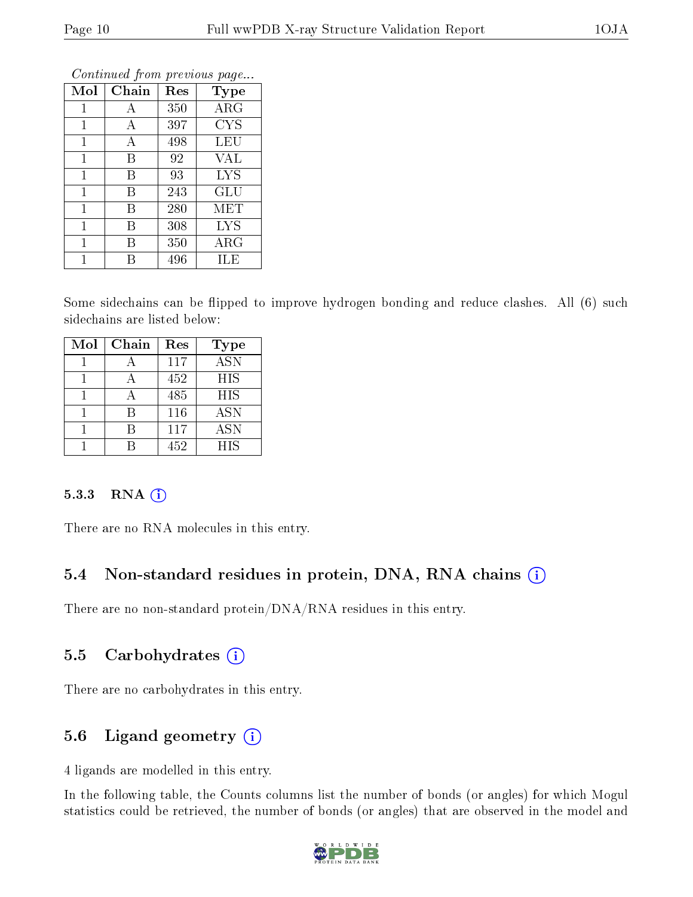*Continued from previous page...*

| Mol | Chain | Res | Type |
|---|---|---|---|
| 1 | A | 350 | ARG |
| 1 | A | 397 | CYS |
| 1 | A | 498 | LEU |
| 1 | B | 92 | VAL |
| 1 | B | 93 | LYS |
| 1 | B | 243 | GLU |
| 1 | B | 280 | MET |
| 1 | B | 308 | LYS |
| 1 | B | 350 | ARG |
| 1 | B | 496 | ILE |

Some sidechains can be flipped to improve hydrogen bonding and reduce clashes. All (6) such sidechains are listed below:

| Mol | Chain | Res | Type |
|---|---|---|---|
| 1 | A | 117 | ASN |
| 1 | A | 452 | HIS |
| 1 | A | 485 | HIS |
| 1 | B | 116 | ASN |
| 1 | B | 117 | ASN |
| 1 | B | 452 | HIS |

#### 5.3.3 RNA

There are no RNA molecules in this entry.

### 5.4 Non-standard residues in protein, DNA, RNA chains

There are no non-standard protein/DNA/RNA residues in this entry.

### 5.5 Carbohydrates

There are no carbohydrates in this entry.

### 5.6 Ligand geometry

4 ligands are modelled in this entry.

In the following table, the Counts columns list the number of bonds (or angles) for which Mogul statistics could be retrieved, the number of bonds (or angles) that are observed in the model and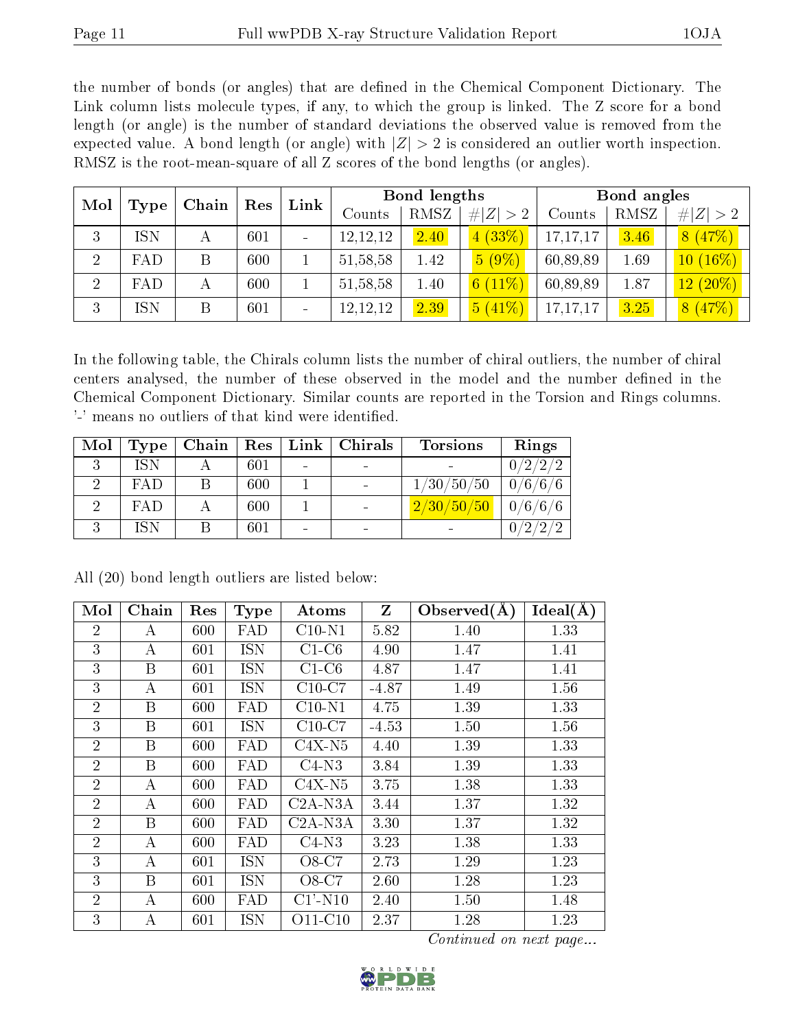the number of bonds (or angles) that are defined in the Chemical Component Dictionary. The Link column lists molecule types, if any, to which the group is linked. The Z score for a bond length (or angle) is the number of standard deviations the observed value is removed from the expected value. A bond length (or angle) with $|Z| > 2$ is considered an outlier worth inspection. RMSZ is the root-mean-square of all Z scores of the bond lengths (or angles).

| Mol | Type | Chain | Res | Link | Bond lengths | | | Bond angles | | |
|---|---|---|---|---|---|---|---|---|---|---|
| | | | | | Counts | RMSZ | #\|Z\| > 2 | Counts | RMSZ | #\|Z\| > 2 |
| 3 | ISN | A | 601 | - | 12,12,12 | 2.40 | 4 (33%) | 17,17,17 | 3.46 | 8 (47%) |
| 2 | FAD | B | 600 | 1 | 51,58,58 | 1.42 | 5 (9%) | 60,89,89 | 1.69 | 10 (16%) |
| 2 | FAD | A | 600 | 1 | 51,58,58 | 1.40 | 6 (11%) | 60,89,89 | 1.87 | 12 (20%) |
| 3 | ISN | B | 601 | - | 12,12,12 | 2.39 | 5 (41%) | 17,17,17 | 3.25 | 8 (47%) |

In the following table, the Chirals column lists the number of chiral outliers, the number of chiral centers analysed, the number of these observed in the model and the number defined in the Chemical Component Dictionary. Similar counts are reported in the Torsion and Rings columns. '-' means no outliers of that kind were identified.

| Mol | Type | Chain | Res | Link | Chirals | Torsions | Rings |
|---|---|---|---|---|---|---|---|
| 3 | ISN | A | 601 | - | - | - | 0/2/2/2 |
| 2 | FAD | B | 600 | 1 | - | 1/30/50/50 | 0/6/6/6 |
| 2 | FAD | A | 600 | 1 | - | 2/30/50/50 | 0/6/6/6 |
| 3 | ISN | B | 601 | - | - | - | 0/2/2/2 |

All (20) bond length outliers are listed below:

| Mol | Chain | Res | Type | Atoms | Z | Observed(Å) | Ideal(Å) |
|---|---|---|---|---|---|---|---|
| 2 | A | 600 | FAD | C10-N1 | 5.82 | 1.40 | 1.33 |
| 3 | A | 601 | ISN | C1-C6 | 4.90 | 1.47 | 1.41 |
| 3 | B | 601 | ISN | C1-C6 | 4.87 | 1.47 | 1.41 |
| 3 | A | 601 | ISN | C10-C7 | -4.87 | 1.49 | 1.56 |
| 2 | B | 600 | FAD | C10-N1 | 4.75 | 1.39 | 1.33 |
| 3 | B | 601 | ISN | C10-C7 | -4.53 | 1.50 | 1.56 |
| 2 | B | 600 | FAD | C4X-N5 | 4.40 | 1.39 | 1.33 |
| 2 | B | 600 | FAD | C4-N3 | 3.84 | 1.39 | 1.33 |
| 2 | A | 600 | FAD | C4X-N5 | 3.75 | 1.38 | 1.33 |
| 2 | A | 600 | FAD | C2A-N3A | 3.44 | 1.37 | 1.32 |
| 2 | B | 600 | FAD | C2A-N3A | 3.30 | 1.37 | 1.32 |
| 2 | A | 600 | FAD | C4-N3 | 3.23 | 1.38 | 1.33 |
| 3 | A | 601 | ISN | O8-C7 | 2.73 | 1.29 | 1.23 |
| 3 | B | 601 | ISN | O8-C7 | 2.60 | 1.28 | 1.23 |
| 2 | A | 600 | FAD | C1'-N10 | 2.40 | 1.50 | 1.48 |
| 3 | A | 601 | ISN | O11-C10 | 2.37 | 1.28 | 1.23 |

*Continued on next page...*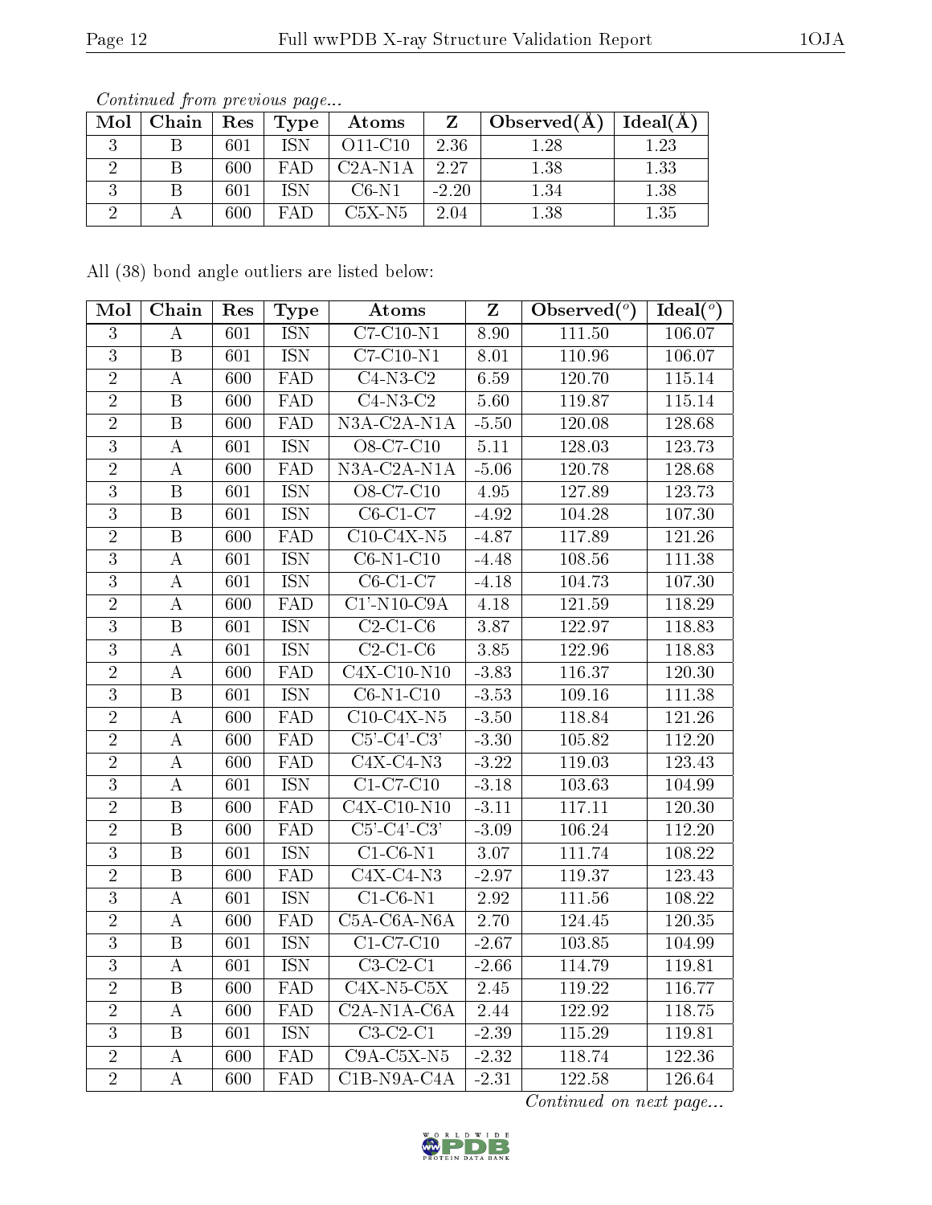*Continued from previous page...*

| Mol | Chain | Res | Type | Atoms | Z | Observed(Å) | Ideal(Å) |
|---|---|---|---|---|---|---|---|
| 3 | B | 601 | ISN | O11-C10 | 2.36 | 1.28 | 1.23 |
| 2 | B | 600 | FAD | C2A-N1A | 2.27 | 1.38 | 1.33 |
| 3 | B | 601 | ISN | C6-N1 | -2.20 | 1.34 | 1.38 |
| 2 | A | 600 | FAD | C5X-N5 | 2.04 | 1.38 | 1.35 |

All (38) bond angle outliers are listed below:

| Mol | Chain | Res | Type | Atoms | Z | Observed(°) | Ideal(°) |
|---|---|---|---|---|---|---|---|
| 3 | A | 601 | ISN | C7-C10-N1 | 8.90 | 111.50 | 106.07 |
| 3 | B | 601 | ISN | C7-C10-N1 | 8.01 | 110.96 | 106.07 |
| 2 | A | 600 | FAD | C4-N3-C2 | 6.59 | 120.70 | 115.14 |
| 2 | B | 600 | FAD | C4-N3-C2 | 5.60 | 119.87 | 115.14 |
| 2 | B | 600 | FAD | N3A-C2A-N1A | -5.50 | 120.08 | 128.68 |
| 3 | A | 601 | ISN | O8-C7-C10 | 5.11 | 128.03 | 123.73 |
| 2 | A | 600 | FAD | N3A-C2A-N1A | -5.06 | 120.78 | 128.68 |
| 3 | B | 601 | ISN | O8-C7-C10 | 4.95 | 127.89 | 123.73 |
| 3 | B | 601 | ISN | C6-C1-C7 | -4.92 | 104.28 | 107.30 |
| 2 | B | 600 | FAD | C10-C4X-N5 | -4.87 | 117.89 | 121.26 |
| 3 | A | 601 | ISN | C6-N1-C10 | -4.48 | 108.56 | 111.38 |
| 3 | A | 601 | ISN | C6-C1-C7 | -4.18 | 104.73 | 107.30 |
| 2 | A | 600 | FAD | C1'-N10-C9A | 4.18 | 121.59 | 118.29 |
| 3 | B | 601 | ISN | C2-C1-C6 | 3.87 | 122.97 | 118.83 |
| 3 | A | 601 | ISN | C2-C1-C6 | 3.85 | 122.96 | 118.83 |
| 2 | A | 600 | FAD | C4X-C10-N10 | -3.83 | 116.37 | 120.30 |
| 3 | B | 601 | ISN | C6-N1-C10 | -3.53 | 109.16 | 111.38 |
| 2 | A | 600 | FAD | C10-C4X-N5 | -3.50 | 118.84 | 121.26 |
| 2 | A | 600 | FAD | C5'-C4'-C3' | -3.30 | 105.82 | 112.20 |
| 2 | A | 600 | FAD | C4X-C4-N3 | -3.22 | 119.03 | 123.43 |
| 3 | A | 601 | ISN | C1-C7-C10 | -3.18 | 103.63 | 104.99 |
| 2 | B | 600 | FAD | C4X-C10-N10 | -3.11 | 117.11 | 120.30 |
| 2 | B | 600 | FAD | C5'-C4'-C3' | -3.09 | 106.24 | 112.20 |
| 3 | B | 601 | ISN | C1-C6-N1 | 3.07 | 111.74 | 108.22 |
| 2 | B | 600 | FAD | C4X-C4-N3 | -2.97 | 119.37 | 123.43 |
| 3 | A | 601 | ISN | C1-C6-N1 | 2.92 | 111.56 | 108.22 |
| 2 | A | 600 | FAD | C5A-C6A-N6A | 2.70 | 124.45 | 120.35 |
| 3 | B | 601 | ISN | C1-C7-C10 | -2.67 | 103.85 | 104.99 |
| 3 | A | 601 | ISN | C3-C2-C1 | -2.66 | 114.79 | 119.81 |
| 2 | B | 600 | FAD | C4X-N5-C5X | 2.45 | 119.22 | 116.77 |
| 2 | A | 600 | FAD | C2A-N1A-C6A | 2.44 | 122.92 | 118.75 |
| 3 | B | 601 | ISN | C3-C2-C1 | -2.39 | 115.29 | 119.81 |
| 2 | A | 600 | FAD | C9A-C5X-N5 | -2.32 | 118.74 | 122.36 |
| 2 | A | 600 | FAD | C1B-N9A-C4A | -2.31 | 122.58 | 126.64 |

*Continued on next page...*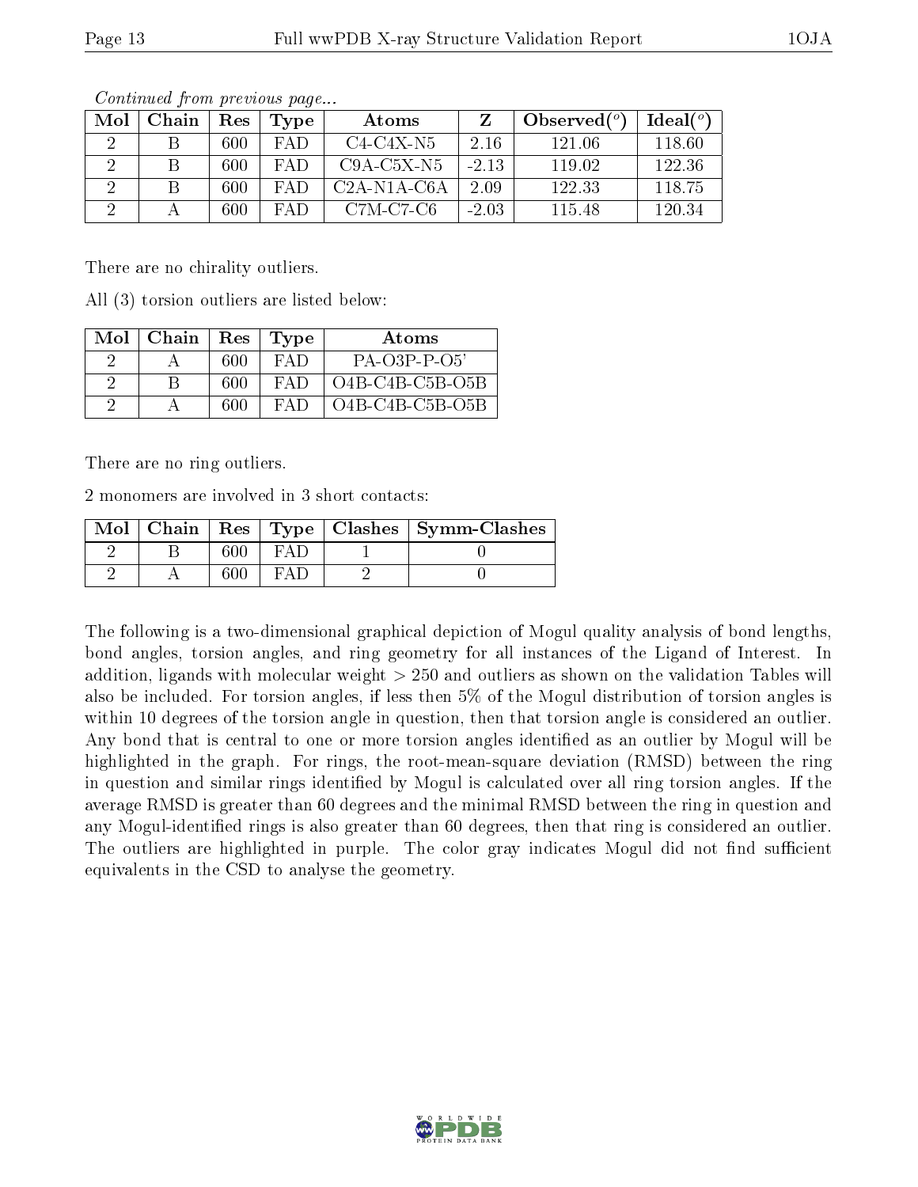*Continued from previous page...*

| Mol | Chain | Res | Type | Atoms | Z | Observed(°) | Ideal(°) |
|---|---|---|---|---|---|---|---|
| 2 | B | 600 | FAD | C4-C4X-N5 | 2.16 | 121.06 | 118.60 |
| 2 | B | 600 | FAD | C9A-C5X-N5 | -2.13 | 119.02 | 122.36 |
| 2 | B | 600 | FAD | C2A-N1A-C6A | 2.09 | 122.33 | 118.75 |
| 2 | A | 600 | FAD | C7M-C7-C6 | -2.03 | 115.48 | 120.34 |

There are no chirality outliers.

All (3) torsion outliers are listed below:

| Mol | Chain | Res | Type | Atoms |
|---|---|---|---|---|
| 2 | A | 600 | FAD | PA-O3P-P-O5' |
| 2 | B | 600 | FAD | O4B-C4B-C5B-O5B |
| 2 | A | 600 | FAD | O4B-C4B-C5B-O5B |

There are no ring outliers.

2 monomers are involved in 3 short contacts:

| Mol | Chain | Res | Type | Clashes | Symm-Clashes |
|---|---|---|---|---|---|
| 2 | B | 600 | FAD | 1 | 0 |
| 2 | A | 600 | FAD | 2 | 0 |

The following is a two-dimensional graphical depiction of Mogul quality analysis of bond lengths, bond angles, torsion angles, and ring geometry for all instances of the Ligand of Interest. In addition, ligands with molecular weight > 250 and outliers as shown on the validation Tables will also be included. For torsion angles, if less then 5% of the Mogul distribution of torsion angles is within 10 degrees of the torsion angle in question, then that torsion angle is considered an outlier. Any bond that is central to one or more torsion angles identified as an outlier by Mogul will be highlighted in the graph. For rings, the root-mean-square deviation (RMSD) between the ring in question and similar rings identified by Mogul is calculated over all ring torsion angles. If the average RMSD is greater than 60 degrees and the minimal RMSD between the ring in question and any Mogul-identified rings is also greater than 60 degrees, then that ring is considered an outlier. The outliers are highlighted in purple. The color gray indicates Mogul did not find sufficient equivalents in the CSD to analyse the geometry.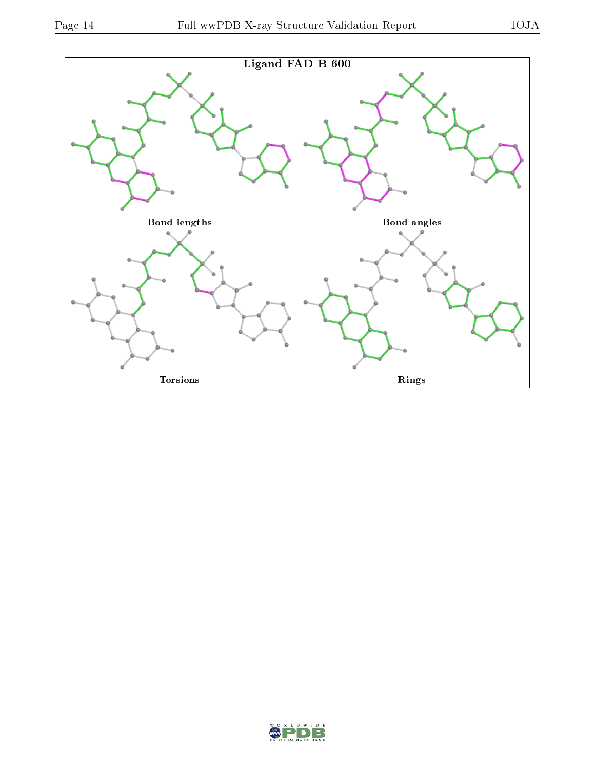Ligand FAD B 600

Bond lengths

Bond angles

Torsions

Rings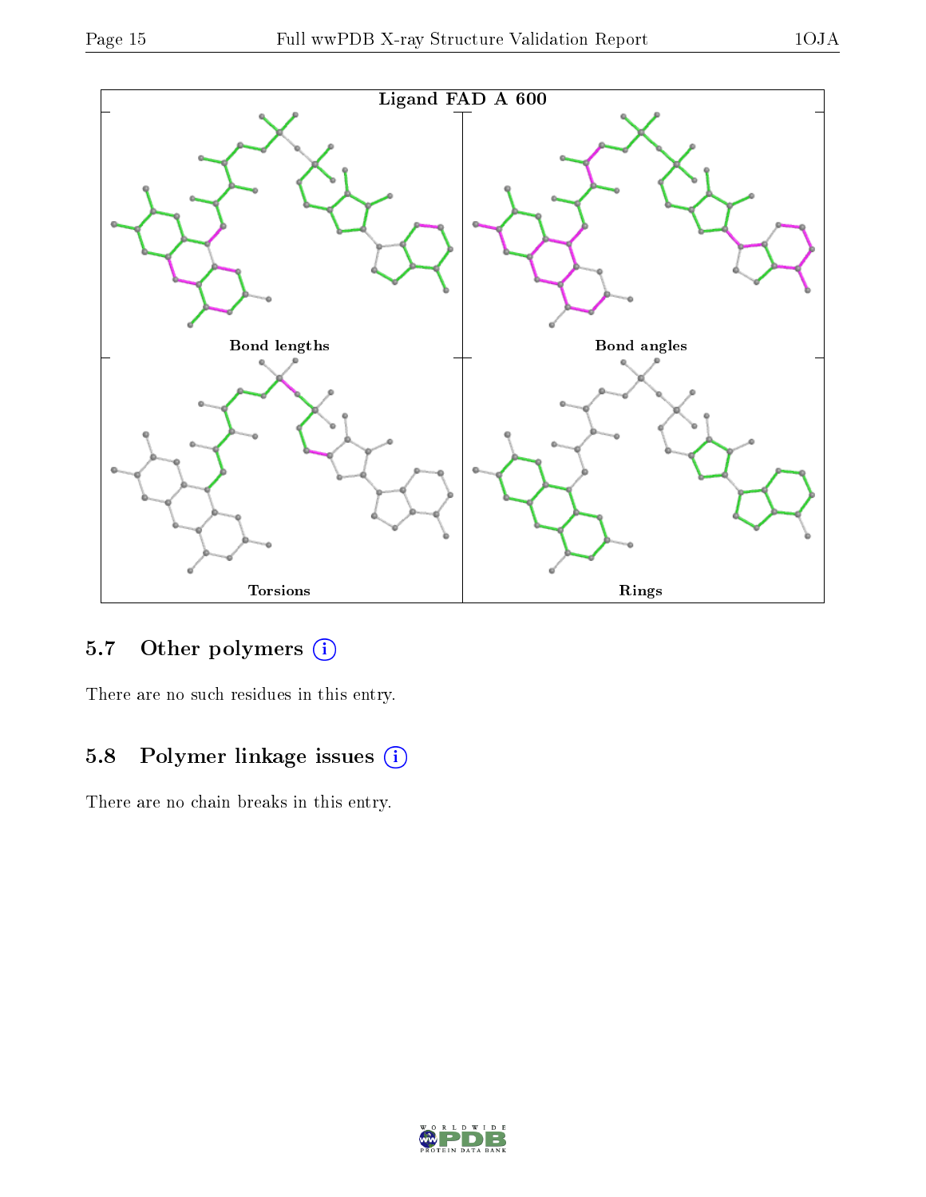Ligand FAD A 600

Bond lengths

Bond angles

Torsions

Rings

## 5.7 Other polymers

There are no such residues in this entry.

## 5.8 Polymer linkage issues

There are no chain breaks in this entry.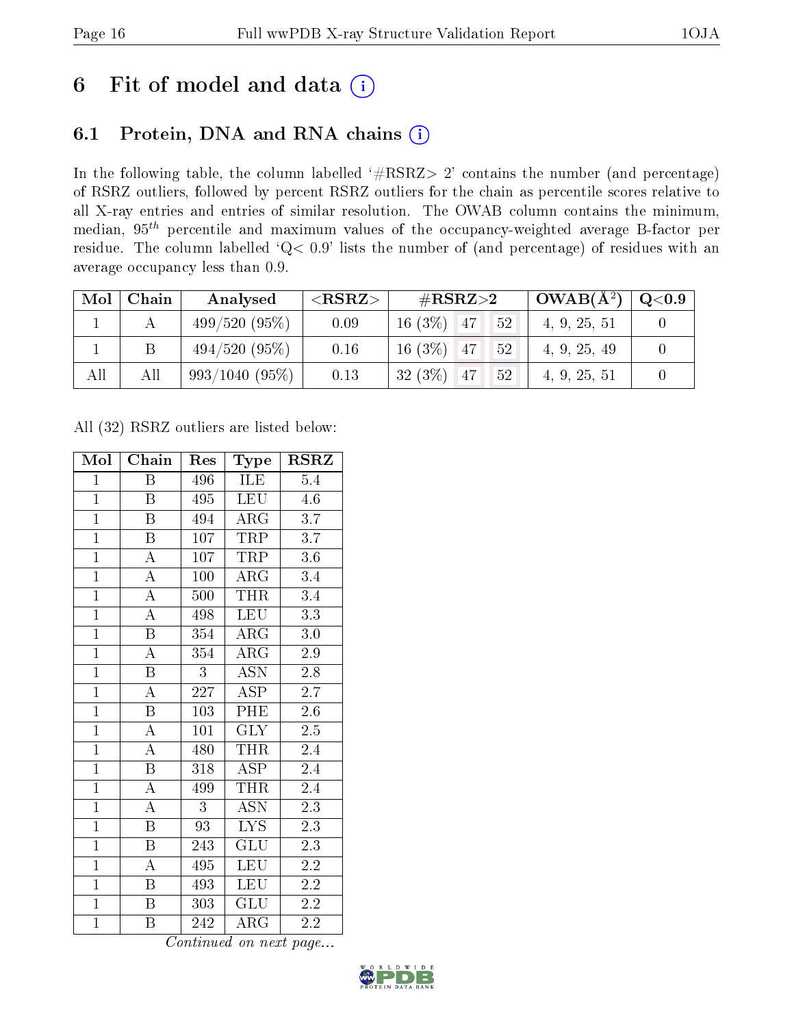# 6 Fit of model and data

## 6.1 Protein, DNA and RNA chains

In the following table, the column labelled '#RSRZ> 2' contains the number (and percentage) of RSRZ outliers, followed by percent RSRZ outliers for the chain as percentile scores relative to all X-ray entries and entries of similar resolution. The OWAB column contains the minimum, median, $95^{th}$ percentile and maximum values of the occupancy-weighted average B-factor per residue. The column labelled 'Q< 0.9' lists the number of (and percentage) of residues with an average occupancy less than 0.9.

| Mol | Chain | Analysed | <RSRZ> | #RSRZ>2 | | | OWAB(Å$^2$) | Q<0.9 |
|---|---|---|---|---|---|---|---|---|
| 1 | A | 499/520 (95%) | 0.09 | 16 (3%) | 47 | 52 | 4, 9, 25, 51 | 0 |
| 1 | B | 494/520 (95%) | 0.16 | 16 (3%) | 47 | 52 | 4, 9, 25, 49 | 0 |
| All | All | 993/1040 (95%) | 0.13 | 32 (3%) | 47 | 52 | 4, 9, 25, 51 | 0 |

All (32) RSRZ outliers are listed below:

| Mol | Chain | Res | Type | RSRZ |
|---|---|---|---|---|
| 1 | B | 496 | ILE | 5.4 |
| 1 | B | 495 | LEU | 4.6 |
| 1 | B | 494 | ARG | 3.7 |
| 1 | B | 107 | TRP | 3.7 |
| 1 | A | 107 | TRP | 3.6 |
| 1 | A | 100 | ARG | 3.4 |
| 1 | A | 500 | THR | 3.4 |
| 1 | A | 498 | LEU | 3.3 |
| 1 | B | 354 | ARG | 3.0 |
| 1 | A | 354 | ARG | 2.9 |
| 1 | B | 3 | ASN | 2.8 |
| 1 | A | 227 | ASP | 2.7 |
| 1 | B | 103 | PHE | 2.6 |
| 1 | A | 101 | GLY | 2.5 |
| 1 | A | 480 | THR | 2.4 |
| 1 | B | 318 | ASP | 2.4 |
| 1 | A | 499 | THR | 2.4 |
| 1 | A | 3 | ASN | 2.3 |
| 1 | B | 93 | LYS | 2.3 |
| 1 | B | 243 | GLU | 2.3 |
| 1 | A | 495 | LEU | 2.2 |
| 1 | B | 493 | LEU | 2.2 |
| 1 | B | 303 | GLU | 2.2 |
| 1 | B | 242 | ARG | 2.2 |

*Continued on next page...*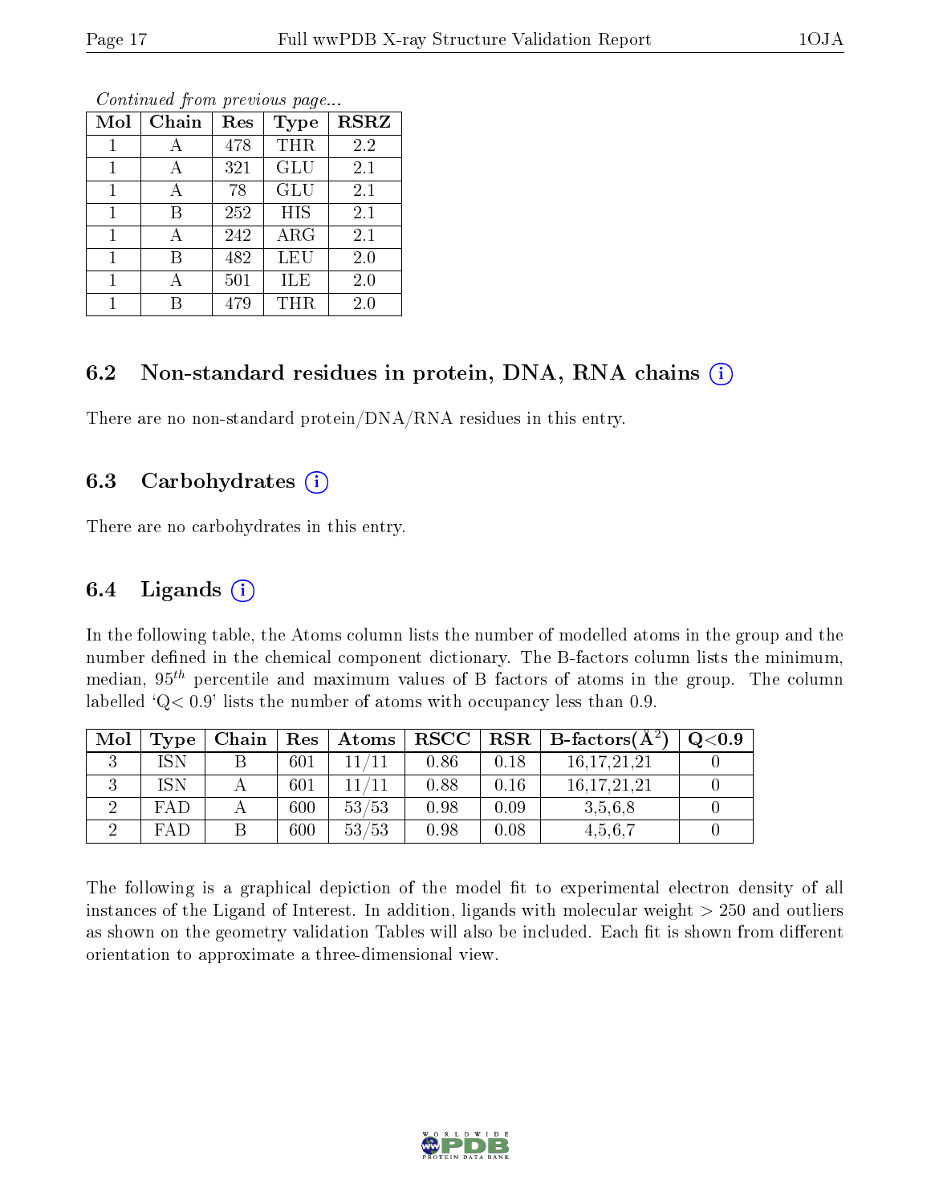*Continued from previous page...*

| Mol | Chain | Res | Type | RSRZ |
|---|---|---|---|---|
| 1 | A | 478 | THR | 2.2 |
| 1 | A | 321 | GLU | 2.1 |
| 1 | A | 78 | GLU | 2.1 |
| 1 | B | 252 | HIS | 2.1 |
| 1 | A | 242 | ARG | 2.1 |
| 1 | B | 482 | LEU | 2.0 |
| 1 | A | 501 | ILE | 2.0 |
| 1 | B | 479 | THR | 2.0 |

## 6.2 Non-standard residues in protein, DNA, RNA chains (i)

There are no non-standard protein/DNA/RNA residues in this entry.

## 6.3 Carbohydrates (i)

There are no carbohydrates in this entry.

## 6.4 Ligands (i)

In the following table, the Atoms column lists the number of modelled atoms in the group and the number defined in the chemical component dictionary. The B-factors column lists the minimum, median, $95^{th}$ percentile and maximum values of B factors of atoms in the group. The column labelled 'Q< 0.9' lists the number of atoms with occupancy less than 0.9.

| Mol | Type | Chain | Res | Atoms | RSCC | RSR | B-factors($Å^2$) | Q<0.9 |
|---|---|---|---|---|---|---|---|---|
| 3 | ISN | B | 601 | 11/11 | 0.86 | 0.18 | 16,17,21,21 | 0 |
| 3 | ISN | A | 601 | 11/11 | 0.88 | 0.16 | 16,17,21,21 | 0 |
| 2 | FAD | A | 600 | 53/53 | 0.98 | 0.09 | 3,5,6,8 | 0 |
| 2 | FAD | B | 600 | 53/53 | 0.98 | 0.08 | 4,5,6,7 | 0 |

The following is a graphical depiction of the model fit to experimental electron density of all instances of the Ligand of Interest. In addition, ligands with molecular weight > 250 and outliers as shown on the geometry validation Tables will also be included. Each fit is shown from different orientation to approximate a three-dimensional view.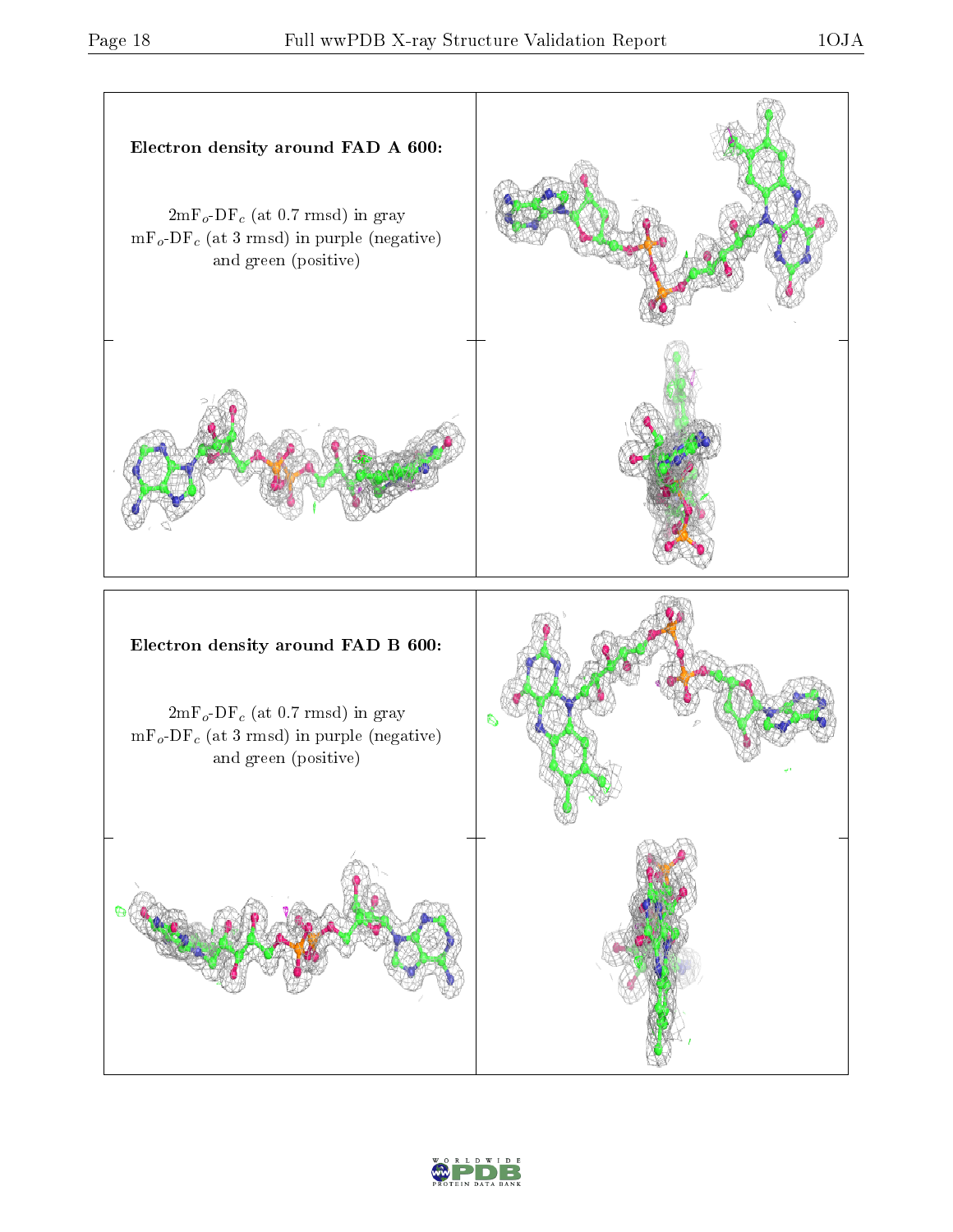**Electron density around FAD A 600:**

$2mF_o$-$DF_c$ (at 0.7 rmsd) in gray
$mF_o$-$DF_c$ (at 3 rmsd) in purple (negative)
and green (positive)

**Electron density around FAD B 600:**

$2mF_o$-$DF_c$ (at 0.7 rmsd) in gray
$mF_o$-$DF_c$ (at 3 rmsd) in purple (negative)
and green (positive)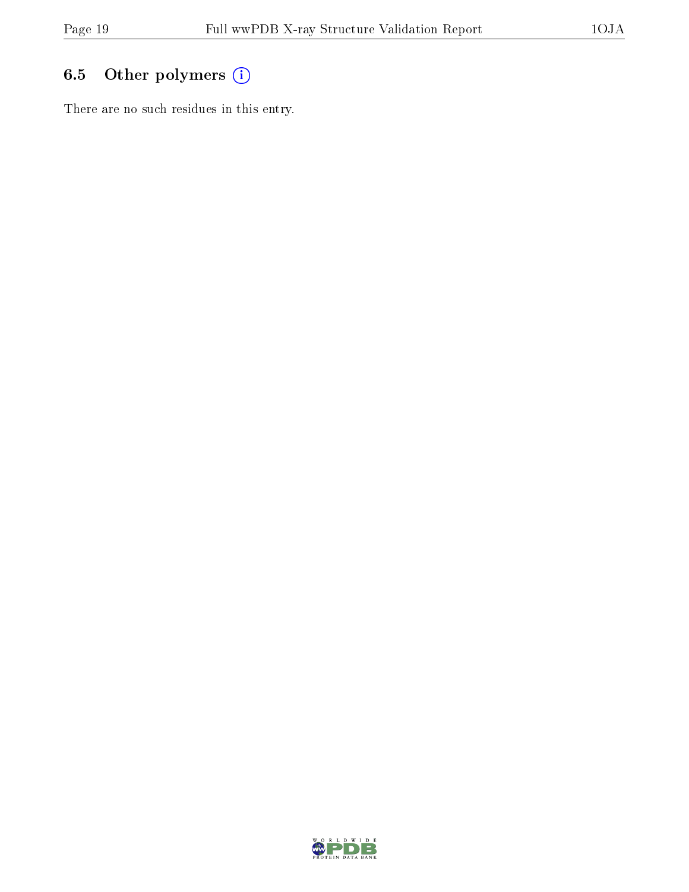### 6.5 Other polymers

There are no such residues in this entry.